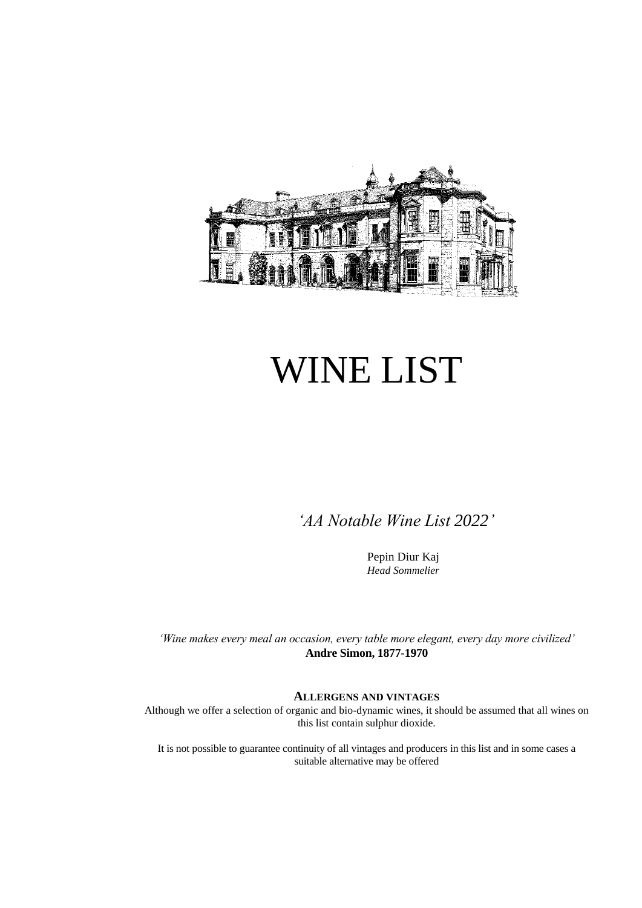# WINE LIST

*'AA Notable Wine List 2022'*

Pepin Diur Kaj
*Head Sommelier*

*'Wine makes every meal an occasion, every table more elegant, every day more civilized'*
**Andre Simon, 1877-1970**

**ALLERGENS AND VINTAGES**

Although we offer a selection of organic and bio-dynamic wines, it should be assumed that all wines on this list contain sulphur dioxide.

It is not possible to guarantee continuity of all vintages and producers in this list and in some cases a suitable alternative may be offered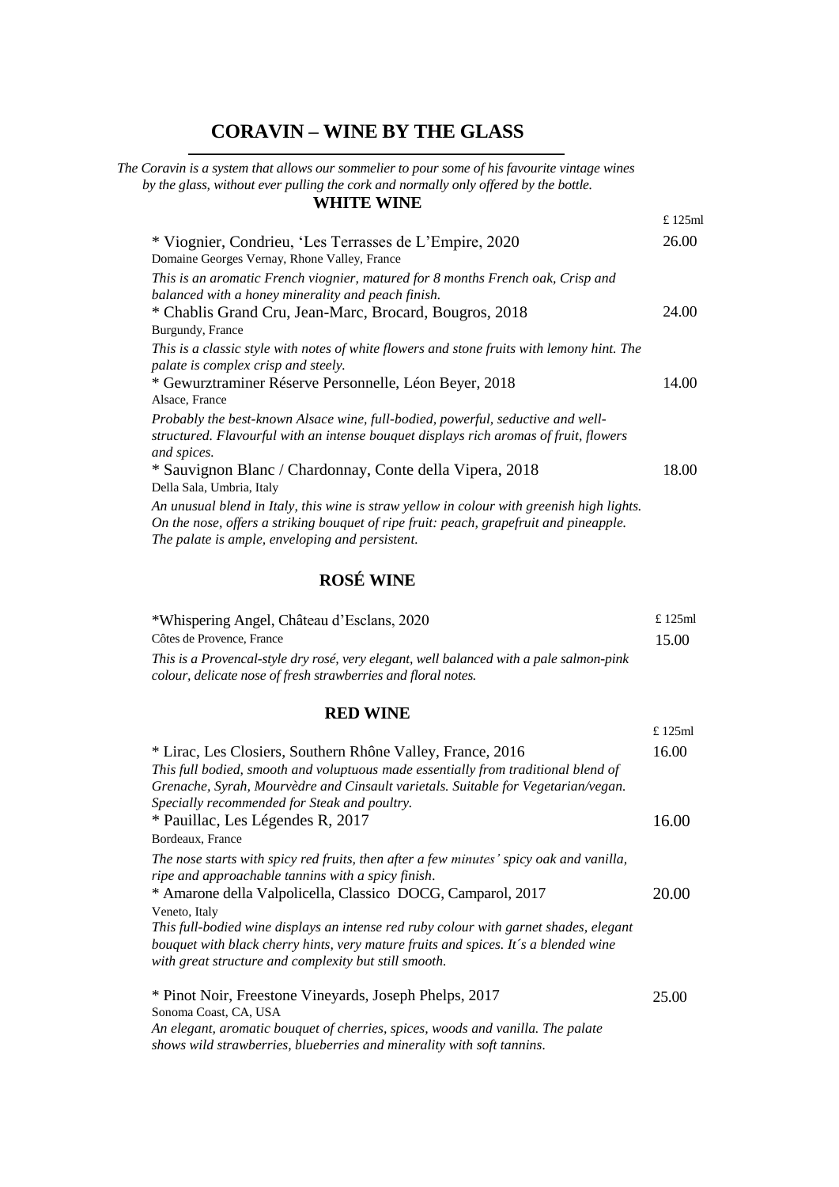# CORAVIN – WINE BY THE GLASS

*The Coravin is a system that allows our sommelier to pour some of his favourite vintage wines by the glass, without ever pulling the cork and normally only offered by the bottle.*

## WHITE WINE

£ 125ml

* Viognier, Condrieu, 'Les Terrasses de L'Empire, 2020 — 26.00
Domaine Georges Vernay, Rhone Valley, France
*This is an aromatic French viognier, matured for 8 months French oak, Crisp and balanced with a honey minerality and peach finish.*

* Chablis Grand Cru, Jean-Marc, Brocard, Bougros, 2018 — 24.00
Burgundy, France
*This is a classic style with notes of white flowers and stone fruits with lemony hint. The palate is complex crisp and steely.*

* Gewurztraminer Réserve Personnelle, Léon Beyer, 2018 — 14.00
Alsace, France
*Probably the best-known Alsace wine, full-bodied, powerful, seductive and well-structured. Flavourful with an intense bouquet displays rich aromas of fruit, flowers and spices.*

* Sauvignon Blanc / Chardonnay, Conte della Vipera, 2018 — 18.00
Della Sala, Umbria, Italy
*An unusual blend in Italy, this wine is straw yellow in colour with greenish high lights. On the nose, offers a striking bouquet of ripe fruit: peach, grapefruit and pineapple. The palate is ample, enveloping and persistent.*

## ROSÉ WINE

*Whispering Angel, Château d'Esclans, 2020 — £ 125ml 15.00
Côtes de Provence, France
*This is a Provencal-style dry rosé, very elegant, well balanced with a pale salmon-pink colour, delicate nose of fresh strawberries and floral notes.*

## RED WINE

£ 125ml

* Lirac, Les Closiers, Southern Rhône Valley, France, 2016 — 16.00
*This full bodied, smooth and voluptuous made essentially from traditional blend of Grenache, Syrah, Mourvèdre and Cinsault varietals. Suitable for Vegetarian/vegan. Specially recommended for Steak and poultry.*

* Pauillac, Les Légendes R, 2017 — 16.00
Bordeaux, France
*The nose starts with spicy red fruits, then after a few minutes' spicy oak and vanilla, ripe and approachable tannins with a spicy finish.*

* Amarone della Valpolicella, Classico DOCG, Camparol, 2017 — 20.00
Veneto, Italy
*This full-bodied wine displays an intense red ruby colour with garnet shades, elegant bouquet with black cherry hints, very mature fruits and spices. It´s a blended wine with great structure and complexity but still smooth.*

* Pinot Noir, Freestone Vineyards, Joseph Phelps, 2017 — 25.00
Sonoma Coast, CA, USA
*An elegant, aromatic bouquet of cherries, spices, woods and vanilla. The palate shows wild strawberries, blueberries and minerality with soft tannins.*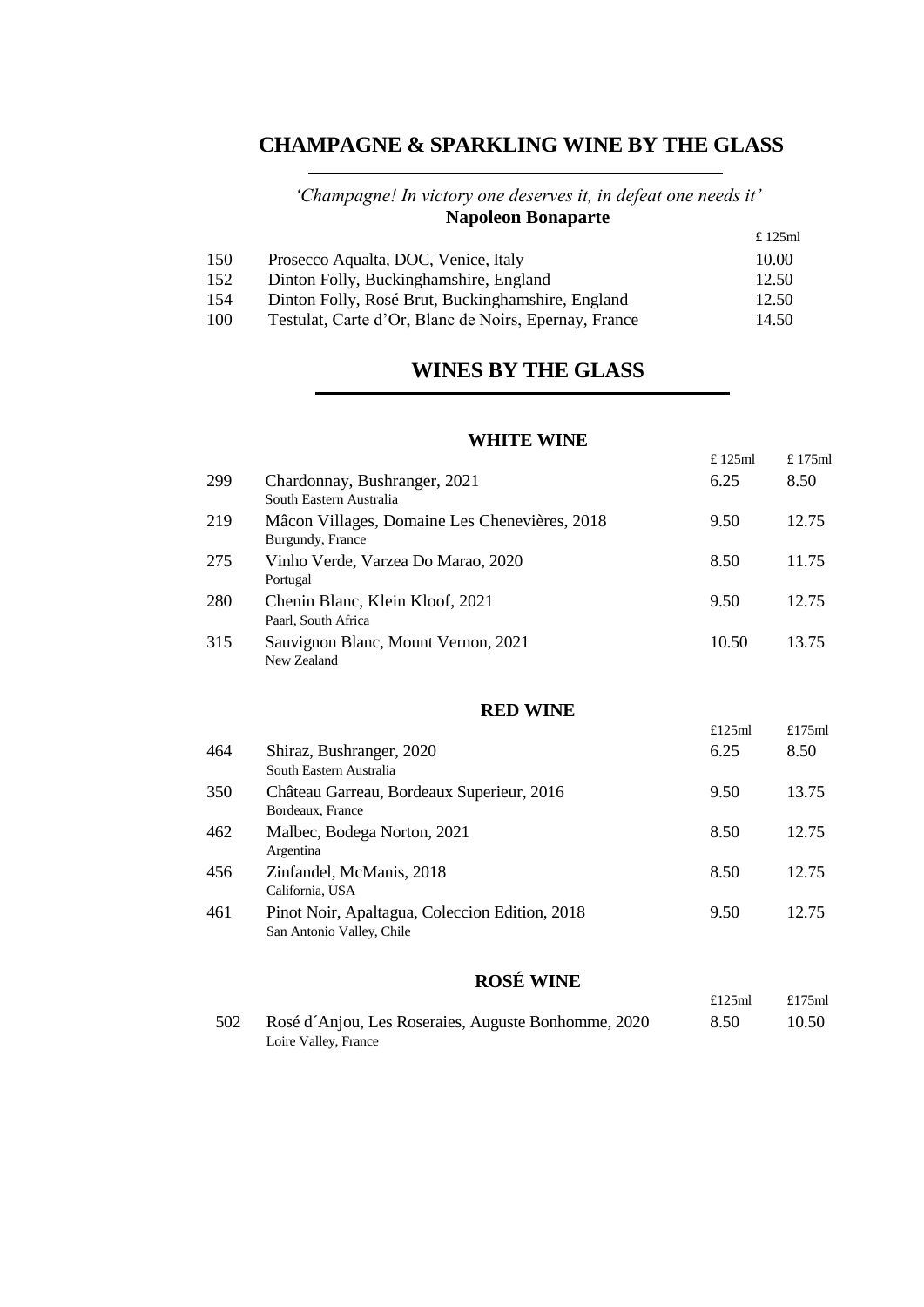## CHAMPAGNE & SPARKLING WINE BY THE GLASS

*'Champagne! In victory one deserves it, in defeat one needs it'*
**Napoleon Bonaparte**

| | | £ 125ml |
|---|---|---|
| 150 | Prosecco Aqualta, DOC, Venice, Italy | 10.00 |
| 152 | Dinton Folly, Buckinghamshire, England | 12.50 |
| 154 | Dinton Folly, Rosé Brut, Buckinghamshire, England | 12.50 |
| 100 | Testulat, Carte d'Or, Blanc de Noirs, Epernay, France | 14.50 |

## WINES BY THE GLASS

### WHITE WINE

| | | £ 125ml | £ 175ml |
|---|---|---|---|
| 299 | Chardonnay, Bushranger, 2021<br>South Eastern Australia | 6.25 | 8.50 |
| 219 | Mâcon Villages, Domaine Les Chenevières, 2018<br>Burgundy, France | 9.50 | 12.75 |
| 275 | Vinho Verde, Varzea Do Marao, 2020<br>Portugal | 8.50 | 11.75 |
| 280 | Chenin Blanc, Klein Kloof, 2021<br>Paarl, South Africa | 9.50 | 12.75 |
| 315 | Sauvignon Blanc, Mount Vernon, 2021<br>New Zealand | 10.50 | 13.75 |

### RED WINE

| | | £125ml | £175ml |
|---|---|---|---|
| 464 | Shiraz, Bushranger, 2020<br>South Eastern Australia | 6.25 | 8.50 |
| 350 | Château Garreau, Bordeaux Superieur, 2016<br>Bordeaux, France | 9.50 | 13.75 |
| 462 | Malbec, Bodega Norton, 2021<br>Argentina | 8.50 | 12.75 |
| 456 | Zinfandel, McManis, 2018<br>California, USA | 8.50 | 12.75 |
| 461 | Pinot Noir, Apaltagua, Coleccion Edition, 2018<br>San Antonio Valley, Chile | 9.50 | 12.75 |

### ROSÉ WINE

| | | £125ml | £175ml |
|---|---|---|---|
| 502 | Rosé d´Anjou, Les Roseraies, Auguste Bonhomme, 2020<br>Loire Valley, France | 8.50 | 10.50 |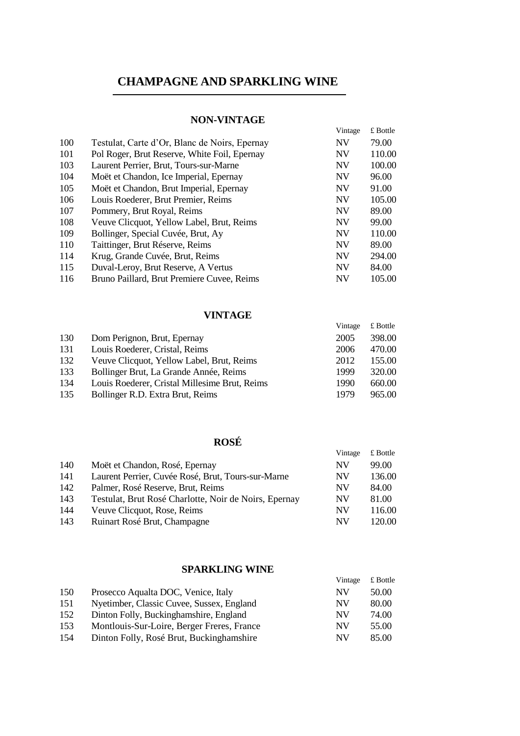# CHAMPAGNE AND SPARKLING WINE

## NON-VINTAGE

| | | Vintage | £ Bottle |
|---|---|---|---|
| 100 | Testulat, Carte d'Or, Blanc de Noirs, Epernay | NV | 79.00 |
| 101 | Pol Roger, Brut Reserve, White Foil, Epernay | NV | 110.00 |
| 103 | Laurent Perrier, Brut, Tours-sur-Marne | NV | 100.00 |
| 104 | Moët et Chandon, Ice Imperial, Epernay | NV | 96.00 |
| 105 | Moët et Chandon, Brut Imperial, Epernay | NV | 91.00 |
| 106 | Louis Roederer, Brut Premier, Reims | NV | 105.00 |
| 107 | Pommery, Brut Royal, Reims | NV | 89.00 |
| 108 | Veuve Clicquot, Yellow Label, Brut, Reims | NV | 99.00 |
| 109 | Bollinger, Special Cuvée, Brut, Ay | NV | 110.00 |
| 110 | Taittinger, Brut Réserve, Reims | NV | 89.00 |
| 114 | Krug, Grande Cuvée, Brut, Reims | NV | 294.00 |
| 115 | Duval-Leroy, Brut Reserve, A Vertus | NV | 84.00 |
| 116 | Bruno Paillard, Brut Premiere Cuvee, Reims | NV | 105.00 |

## VINTAGE

| | | Vintage | £ Bottle |
|---|---|---|---|
| 130 | Dom Perignon, Brut, Epernay | 2005 | 398.00 |
| 131 | Louis Roederer, Cristal, Reims | 2006 | 470.00 |
| 132 | Veuve Clicquot, Yellow Label, Brut, Reims | 2012 | 155.00 |
| 133 | Bollinger Brut, La Grande Année, Reims | 1999 | 320.00 |
| 134 | Louis Roederer, Cristal Millesime Brut, Reims | 1990 | 660.00 |
| 135 | Bollinger R.D. Extra Brut, Reims | 1979 | 965.00 |

## ROSÉ

| | | Vintage | £ Bottle |
|---|---|---|---|
| 140 | Moët et Chandon, Rosé, Epernay | NV | 99.00 |
| 141 | Laurent Perrier, Cuvée Rosé, Brut, Tours-sur-Marne | NV | 136.00 |
| 142 | Palmer, Rosé Reserve, Brut, Reims | NV | 84.00 |
| 143 | Testulat, Brut Rosé Charlotte, Noir de Noirs, Epernay | NV | 81.00 |
| 144 | Veuve Clicquot, Rose, Reims | NV | 116.00 |
| 143 | Ruinart Rosé Brut, Champagne | NV | 120.00 |

## SPARKLING WINE

| | | Vintage | £ Bottle |
|---|---|---|---|
| 150 | Prosecco Aqualta DOC, Venice, Italy | NV | 50.00 |
| 151 | Nyetimber, Classic Cuvee, Sussex, England | NV | 80.00 |
| 152 | Dinton Folly, Buckinghamshire, England | NV | 74.00 |
| 153 | Montlouis-Sur-Loire, Berger Freres, France | NV | 55.00 |
| 154 | Dinton Folly, Rosé Brut, Buckinghamshire | NV | 85.00 |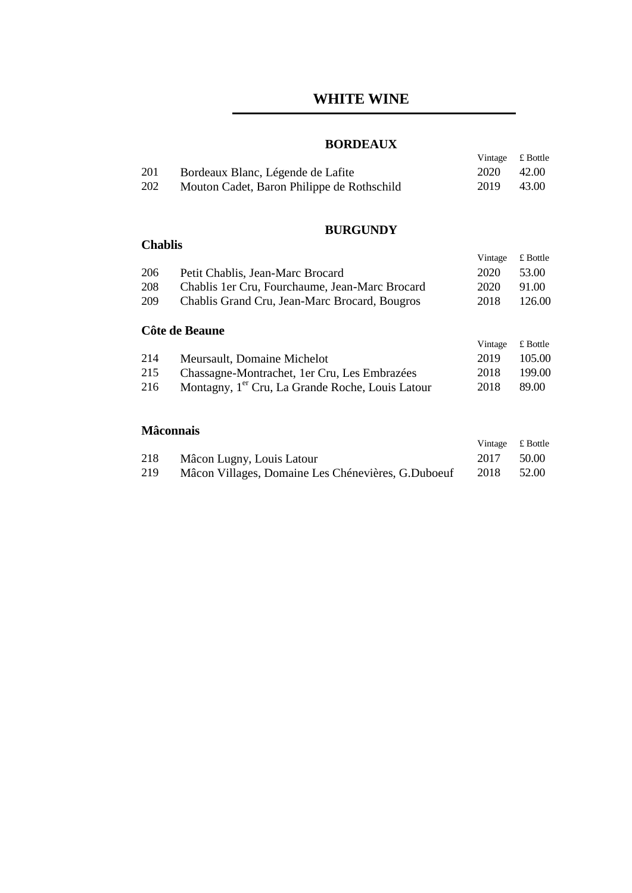# WHITE WINE

## BORDEAUX

| | | Vintage | £ Bottle |
|---|---|---|---|
| 201 | Bordeaux Blanc, Légende de Lafite | 2020 | 42.00 |
| 202 | Mouton Cadet, Baron Philippe de Rothschild | 2019 | 43.00 |

## BURGUNDY

### Chablis

| | | Vintage | £ Bottle |
|---|---|---|---|
| 206 | Petit Chablis, Jean-Marc Brocard | 2020 | 53.00 |
| 208 | Chablis 1er Cru, Fourchaume, Jean-Marc Brocard | 2020 | 91.00 |
| 209 | Chablis Grand Cru, Jean-Marc Brocard, Bougros | 2018 | 126.00 |

### Côte de Beaune

| | | Vintage | £ Bottle |
|---|---|---|---|
| 214 | Meursault, Domaine Michelot | 2019 | 105.00 |
| 215 | Chassagne-Montrachet, 1er Cru, Les Embrazées | 2018 | 199.00 |
| 216 | Montagny, 1er Cru, La Grande Roche, Louis Latour | 2018 | 89.00 |

### Mâconnais

| | | Vintage | £ Bottle |
|---|---|---|---|
| 218 | Mâcon Lugny, Louis Latour | 2017 | 50.00 |
| 219 | Mâcon Villages, Domaine Les Chénevières, G.Duboeuf | 2018 | 52.00 |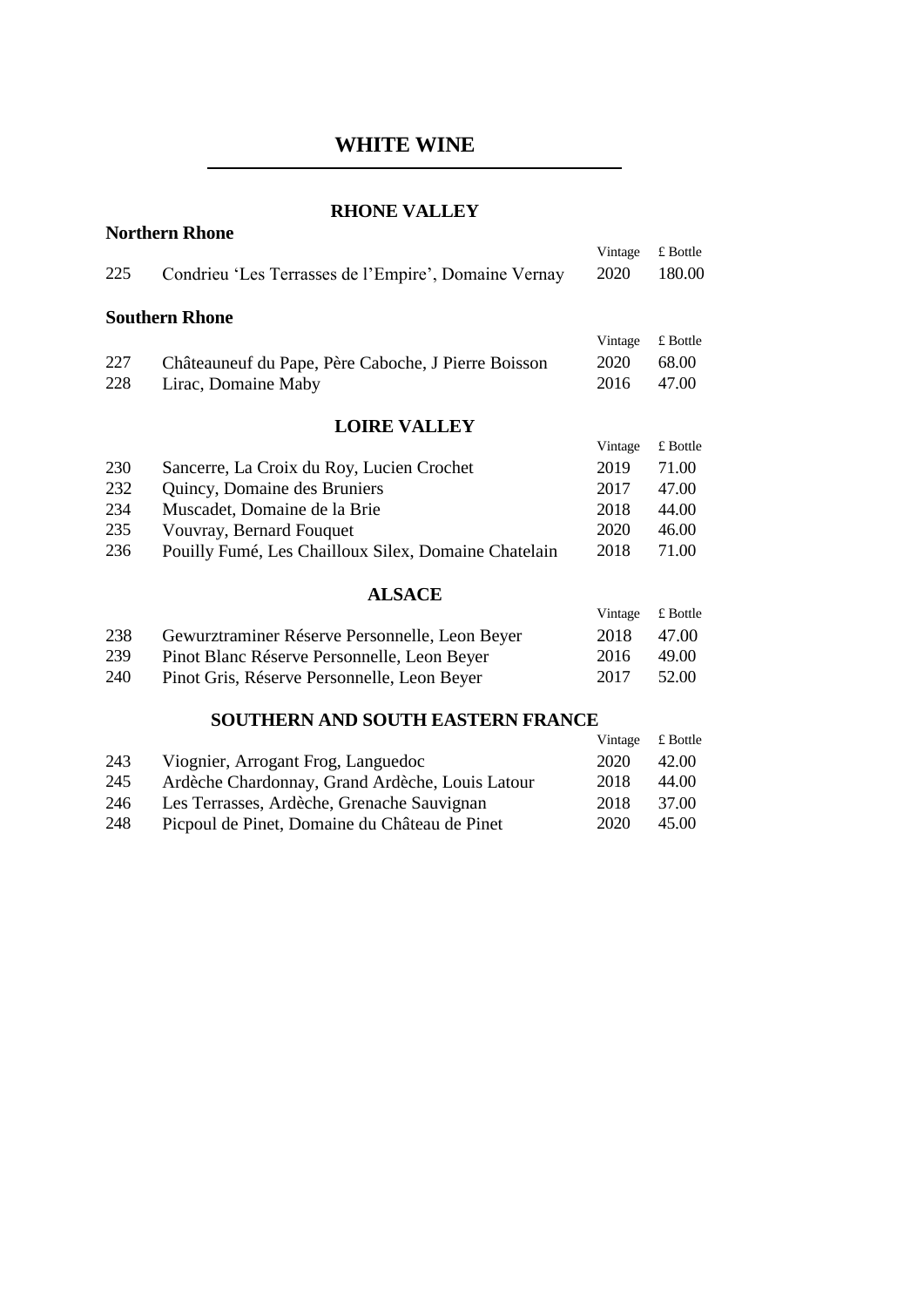# WHITE WINE

## RHONE VALLEY

### Northern Rhone

| | | Vintage | £ Bottle |
|---|---|---|---|
| 225 | Condrieu 'Les Terrasses de l'Empire', Domaine Vernay | 2020 | 180.00 |

### Southern Rhone

| | | Vintage | £ Bottle |
|---|---|---|---|
| 227 | Châteauneuf du Pape, Père Caboche, J Pierre Boisson | 2020 | 68.00 |
| 228 | Lirac, Domaine Maby | 2016 | 47.00 |

## LOIRE VALLEY

| | | Vintage | £ Bottle |
|---|---|---|---|
| 230 | Sancerre, La Croix du Roy, Lucien Crochet | 2019 | 71.00 |
| 232 | Quincy, Domaine des Bruniers | 2017 | 47.00 |
| 234 | Muscadet, Domaine de la Brie | 2018 | 44.00 |
| 235 | Vouvray, Bernard Fouquet | 2020 | 46.00 |
| 236 | Pouilly Fumé, Les Chailloux Silex, Domaine Chatelain | 2018 | 71.00 |

## ALSACE

| | | Vintage | £ Bottle |
|---|---|---|---|
| 238 | Gewurztraminer Réserve Personnelle, Leon Beyer | 2018 | 47.00 |
| 239 | Pinot Blanc Réserve Personnelle, Leon Beyer | 2016 | 49.00 |
| 240 | Pinot Gris, Réserve Personnelle, Leon Beyer | 2017 | 52.00 |

## SOUTHERN AND SOUTH EASTERN FRANCE

| | | Vintage | £ Bottle |
|---|---|---|---|
| 243 | Viognier, Arrogant Frog, Languedoc | 2020 | 42.00 |
| 245 | Ardèche Chardonnay, Grand Ardèche, Louis Latour | 2018 | 44.00 |
| 246 | Les Terrasses, Ardèche, Grenache Sauvignan | 2018 | 37.00 |
| 248 | Picpoul de Pinet, Domaine du Château de Pinet | 2020 | 45.00 |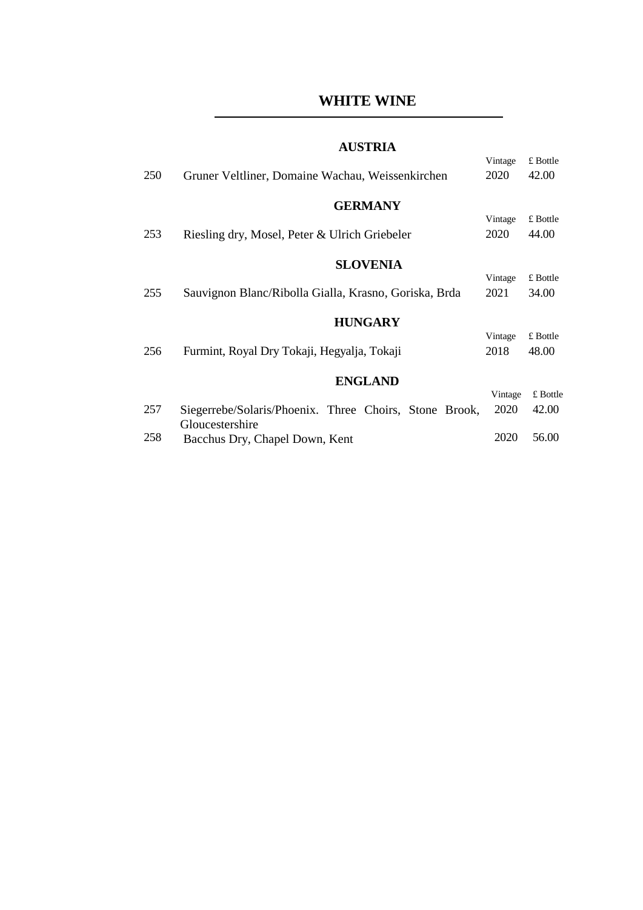# WHITE WINE

## AUSTRIA

| | | Vintage | £ Bottle |
|---|---|---|---|
| 250 | Gruner Veltliner, Domaine Wachau, Weissenkirchen | 2020 | 42.00 |

## GERMANY

| | | Vintage | £ Bottle |
|---|---|---|---|
| 253 | Riesling dry, Mosel, Peter & Ulrich Griebeler | 2020 | 44.00 |

## SLOVENIA

| | | Vintage | £ Bottle |
|---|---|---|---|
| 255 | Sauvignon Blanc/Ribolla Gialla, Krasno, Goriska, Brda | 2021 | 34.00 |

## HUNGARY

| | | Vintage | £ Bottle |
|---|---|---|---|
| 256 | Furmint, Royal Dry Tokaji, Hegyalja, Tokaji | 2018 | 48.00 |

## ENGLAND

| | | Vintage | £ Bottle |
|---|---|---|---|
| 257 | Siegerrebe/Solaris/Phoenix. Three Choirs, Stone Brook, Gloucestershire | 2020 | 42.00 |
| 258 | Bacchus Dry, Chapel Down, Kent | 2020 | 56.00 |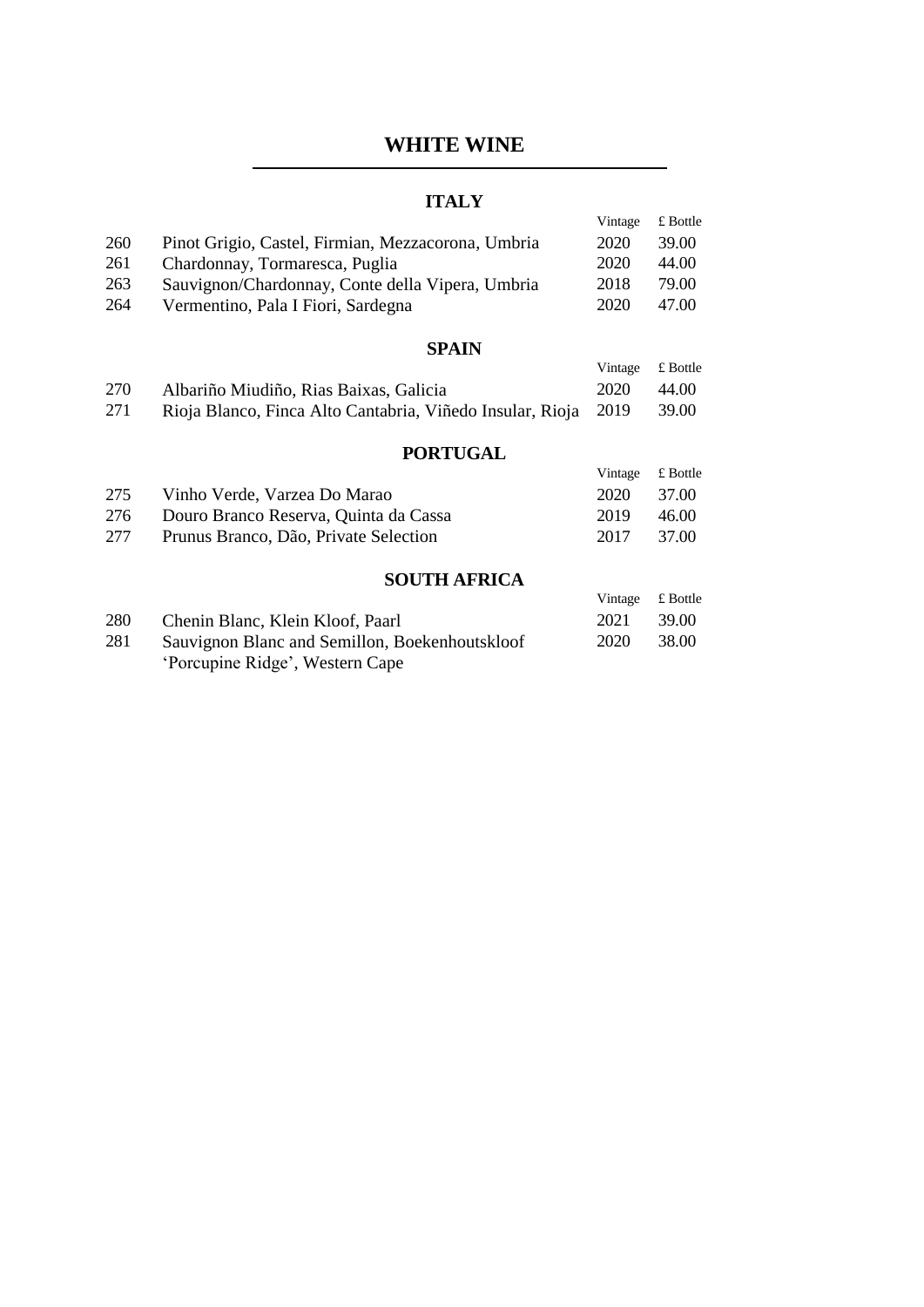# WHITE WINE

## ITALY

| | | Vintage | £ Bottle |
|---|---|---|---|
| 260 | Pinot Grigio, Castel, Firmian, Mezzacorona, Umbria | 2020 | 39.00 |
| 261 | Chardonnay, Tormaresca, Puglia | 2020 | 44.00 |
| 263 | Sauvignon/Chardonnay, Conte della Vipera, Umbria | 2018 | 79.00 |
| 264 | Vermentino, Pala I Fiori, Sardegna | 2020 | 47.00 |

## SPAIN

| | | Vintage | £ Bottle |
|---|---|---|---|
| 270 | Albariño Miudiño, Rias Baixas, Galicia | 2020 | 44.00 |
| 271 | Rioja Blanco, Finca Alto Cantabria, Viñedo Insular, Rioja | 2019 | 39.00 |

## PORTUGAL

| | | Vintage | £ Bottle |
|---|---|---|---|
| 275 | Vinho Verde, Varzea Do Marao | 2020 | 37.00 |
| 276 | Douro Branco Reserva, Quinta da Cassa | 2019 | 46.00 |
| 277 | Prunus Branco, Dão, Private Selection | 2017 | 37.00 |

## SOUTH AFRICA

| | | Vintage | £ Bottle |
|---|---|---|---|
| 280 | Chenin Blanc, Klein Kloof, Paarl | 2021 | 39.00 |
| 281 | Sauvignon Blanc and Semillon, Boekenhoutskloof 'Porcupine Ridge', Western Cape | 2020 | 38.00 |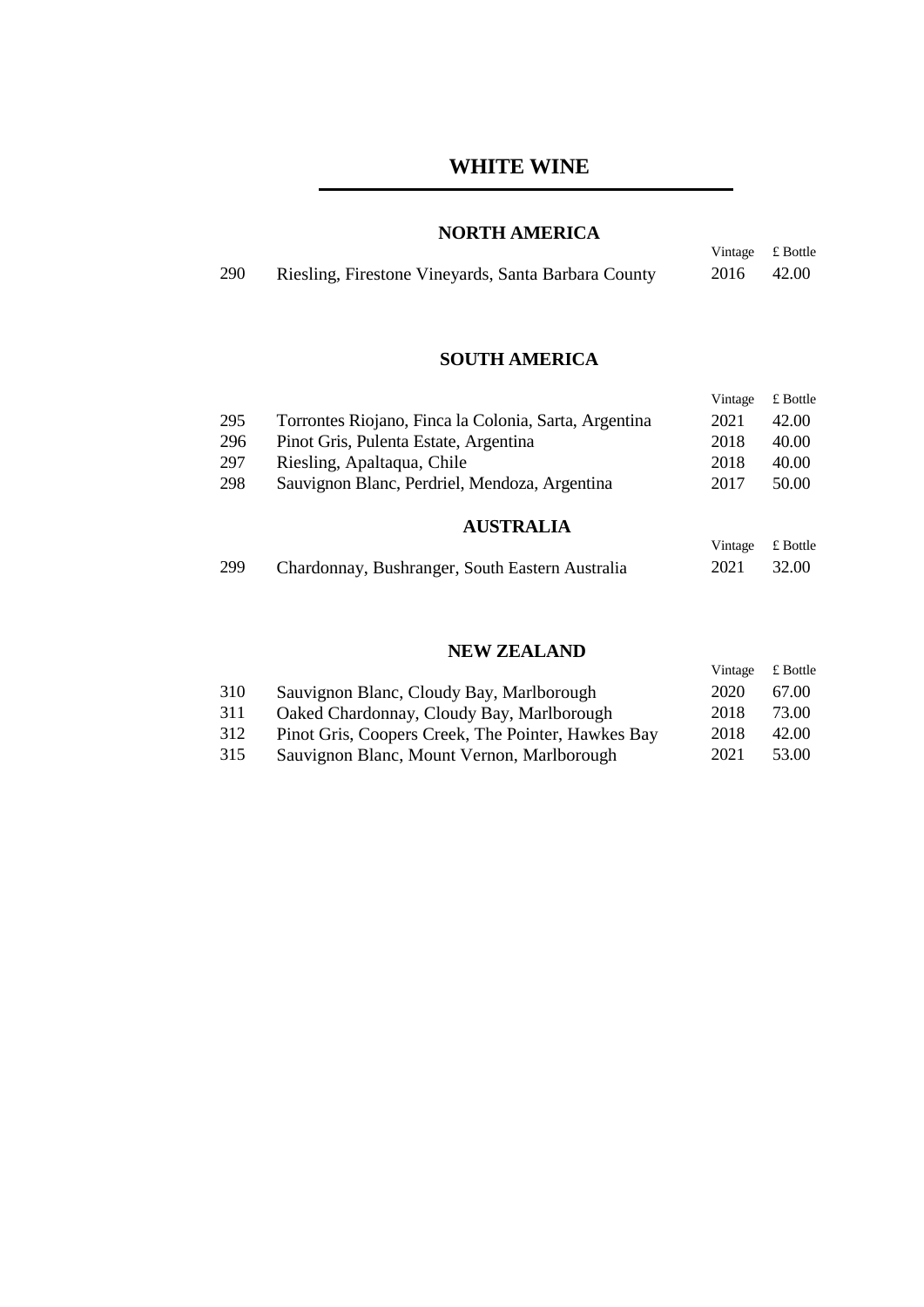# WHITE WINE

## NORTH AMERICA

| | | Vintage | £ Bottle |
|---|---|---|---|
| 290 | Riesling, Firestone Vineyards, Santa Barbara County | 2016 | 42.00 |

## SOUTH AMERICA

| | | Vintage | £ Bottle |
|---|---|---|---|
| 295 | Torrontes Riojano, Finca la Colonia, Sarta, Argentina | 2021 | 42.00 |
| 296 | Pinot Gris, Pulenta Estate, Argentina | 2018 | 40.00 |
| 297 | Riesling, Apaltaqua, Chile | 2018 | 40.00 |
| 298 | Sauvignon Blanc, Perdriel, Mendoza, Argentina | 2017 | 50.00 |

## AUSTRALIA

| | | Vintage | £ Bottle |
|---|---|---|---|
| 299 | Chardonnay, Bushranger, South Eastern Australia | 2021 | 32.00 |

## NEW ZEALAND

| | | Vintage | £ Bottle |
|---|---|---|---|
| 310 | Sauvignon Blanc, Cloudy Bay, Marlborough | 2020 | 67.00 |
| 311 | Oaked Chardonnay, Cloudy Bay, Marlborough | 2018 | 73.00 |
| 312 | Pinot Gris, Coopers Creek, The Pointer, Hawkes Bay | 2018 | 42.00 |
| 315 | Sauvignon Blanc, Mount Vernon, Marlborough | 2021 | 53.00 |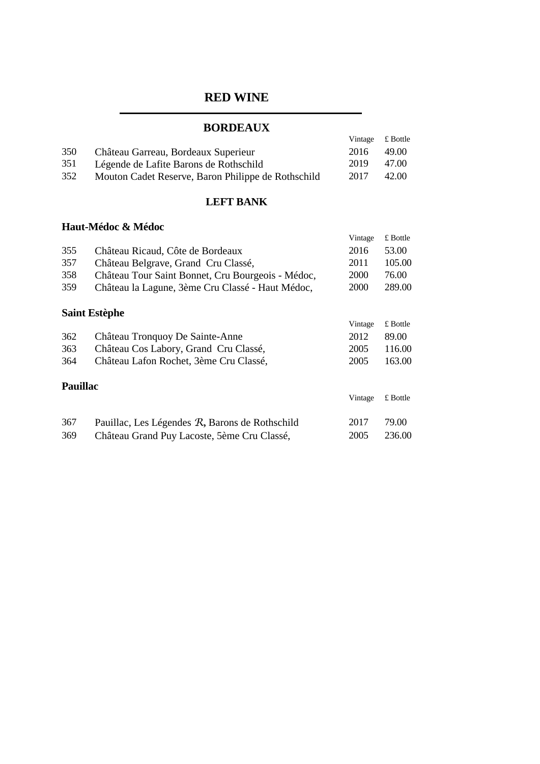# RED WINE

## BORDEAUX

| | | Vintage | £ Bottle |
|---|---|---|---|
| 350 | Château Garreau, Bordeaux Superieur | 2016 | 49.00 |
| 351 | Légende de Lafite Barons de Rothschild | 2019 | 47.00 |
| 352 | Mouton Cadet Reserve, Baron Philippe de Rothschild | 2017 | 42.00 |

## LEFT BANK

### Haut-Médoc & Médoc

| | | Vintage | £ Bottle |
|---|---|---|---|
| 355 | Château Ricaud, Côte de Bordeaux | 2016 | 53.00 |
| 357 | Château Belgrave, Grand Cru Classé, | 2011 | 105.00 |
| 358 | Château Tour Saint Bonnet, Cru Bourgeois - Médoc, | 2000 | 76.00 |
| 359 | Château la Lagune, 3ème Cru Classé - Haut Médoc, | 2000 | 289.00 |

### Saint Estèphe

| | | Vintage | £ Bottle |
|---|---|---|---|
| 362 | Château Tronquoy De Sainte-Anne | 2012 | 89.00 |
| 363 | Château Cos Labory, Grand Cru Classé, | 2005 | 116.00 |
| 364 | Château Lafon Rochet, 3ème Cru Classé, | 2005 | 163.00 |

### Pauillac

| | | Vintage | £ Bottle |
|---|---|---|---|
| 367 | Pauillac, Les Légendes R, Barons de Rothschild | 2017 | 79.00 |
| 369 | Château Grand Puy Lacoste, 5ème Cru Classé, | 2005 | 236.00 |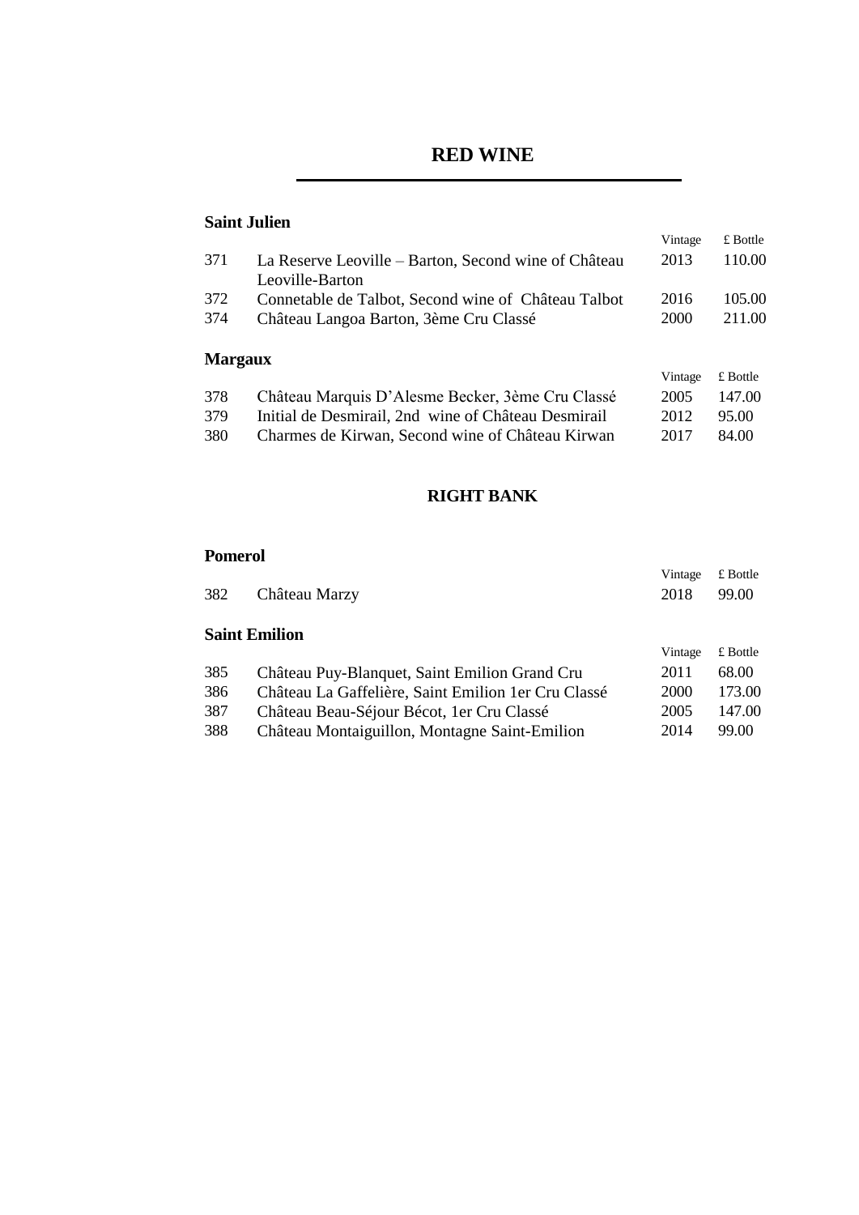# RED WINE

### Saint Julien

| | | Vintage | £ Bottle |
|---|---|---|---|
| 371 | La Reserve Leoville – Barton, Second wine of Château Leoville-Barton | 2013 | 110.00 |
| 372 | Connetable de Talbot, Second wine of Château Talbot | 2016 | 105.00 |
| 374 | Château Langoa Barton, 3ème Cru Classé | 2000 | 211.00 |

### Margaux

| | | Vintage | £ Bottle |
|---|---|---|---|
| 378 | Château Marquis D'Alesme Becker, 3ème Cru Classé | 2005 | 147.00 |
| 379 | Initial de Desmirail, 2nd wine of Château Desmirail | 2012 | 95.00 |
| 380 | Charmes de Kirwan, Second wine of Château Kirwan | 2017 | 84.00 |

## RIGHT BANK

### Pomerol

| | | Vintage | £ Bottle |
|---|---|---|---|
| 382 | Château Marzy | 2018 | 99.00 |

### Saint Emilion

| | | Vintage | £ Bottle |
|---|---|---|---|
| 385 | Château Puy-Blanquet, Saint Emilion Grand Cru | 2011 | 68.00 |
| 386 | Château La Gaffelière, Saint Emilion 1er Cru Classé | 2000 | 173.00 |
| 387 | Château Beau-Séjour Bécot, 1er Cru Classé | 2005 | 147.00 |
| 388 | Château Montaiguillon, Montagne Saint-Emilion | 2014 | 99.00 |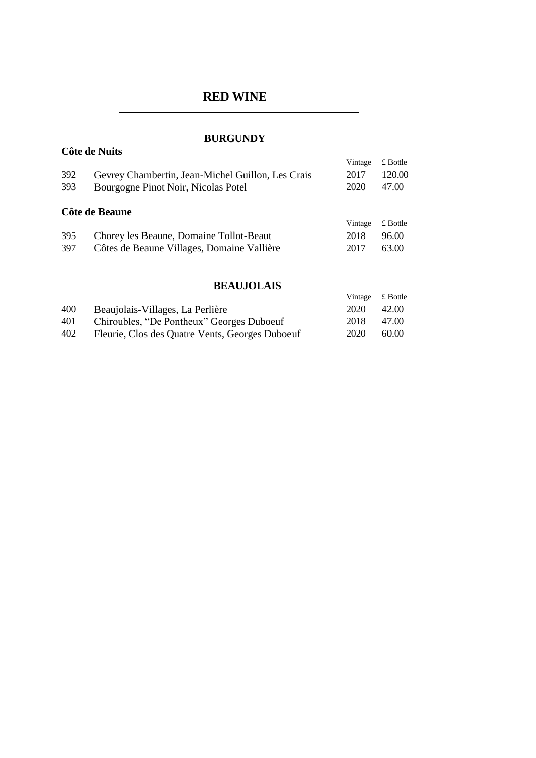# RED WINE

## BURGUNDY

### Côte de Nuits

| | | Vintage | £ Bottle |
|---|---|---|---|
| 392 | Gevrey Chambertin, Jean-Michel Guillon, Les Crais | 2017 | 120.00 |
| 393 | Bourgogne Pinot Noir, Nicolas Potel | 2020 | 47.00 |

### Côte de Beaune

| | | Vintage | £ Bottle |
|---|---|---|---|
| 395 | Chorey les Beaune, Domaine Tollot-Beaut | 2018 | 96.00 |
| 397 | Côtes de Beaune Villages, Domaine Vallière | 2017 | 63.00 |

## BEAUJOLAIS

| | | Vintage | £ Bottle |
|---|---|---|---|
| 400 | Beaujolais-Villages, La Perlière | 2020 | 42.00 |
| 401 | Chiroubles, "De Pontheux" Georges Duboeuf | 2018 | 47.00 |
| 402 | Fleurie, Clos des Quatre Vents, Georges Duboeuf | 2020 | 60.00 |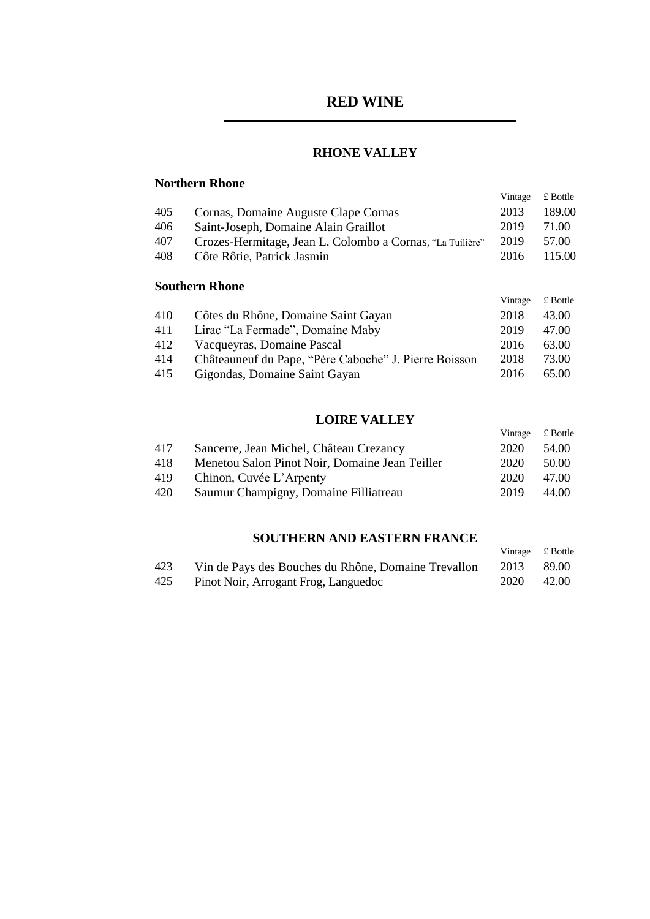# RED WINE

## RHONE VALLEY

### Northern Rhone

| | | Vintage | £ Bottle |
|---|---|---|---|
| 405 | Cornas, Domaine Auguste Clape Cornas | 2013 | 189.00 |
| 406 | Saint-Joseph, Domaine Alain Graillot | 2019 | 71.00 |
| 407 | Crozes-Hermitage, Jean L. Colombo a Cornas, "La Tuilière" | 2019 | 57.00 |
| 408 | Côte Rôtie, Patrick Jasmin | 2016 | 115.00 |

### Southern Rhone

| | | Vintage | £ Bottle |
|---|---|---|---|
| 410 | Côtes du Rhône, Domaine Saint Gayan | 2018 | 43.00 |
| 411 | Lirac "La Fermade", Domaine Maby | 2019 | 47.00 |
| 412 | Vacqueyras, Domaine Pascal | 2016 | 63.00 |
| 414 | Châteauneuf du Pape, "Père Caboche" J. Pierre Boisson | 2018 | 73.00 |
| 415 | Gigondas, Domaine Saint Gayan | 2016 | 65.00 |

## LOIRE VALLEY

| | | Vintage | £ Bottle |
|---|---|---|---|
| 417 | Sancerre, Jean Michel, Château Crezancy | 2020 | 54.00 |
| 418 | Menetou Salon Pinot Noir, Domaine Jean Teiller | 2020 | 50.00 |
| 419 | Chinon, Cuvée L'Arpenty | 2020 | 47.00 |
| 420 | Saumur Champigny, Domaine Filliatreau | 2019 | 44.00 |

## SOUTHERN AND EASTERN FRANCE

| | | Vintage | £ Bottle |
|---|---|---|---|
| 423 | Vin de Pays des Bouches du Rhône, Domaine Trevallon | 2013 | 89.00 |
| 425 | Pinot Noir, Arrogant Frog, Languedoc | 2020 | 42.00 |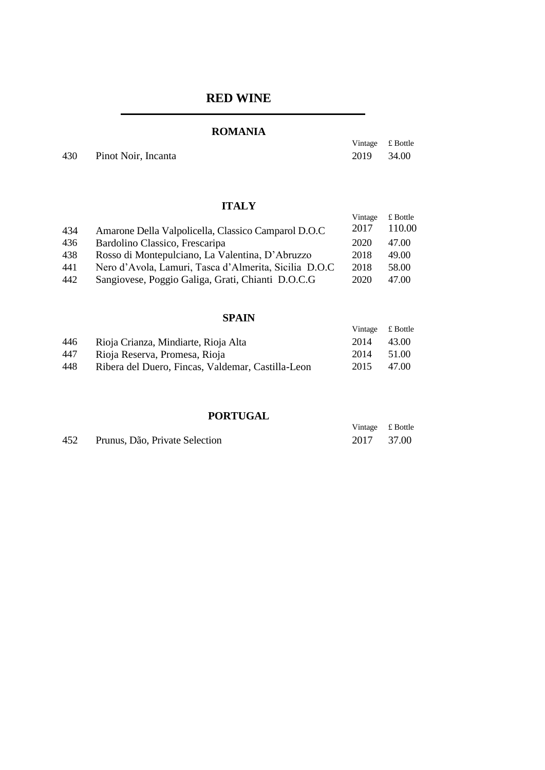# RED WINE

## ROMANIA

| | | Vintage | £ Bottle |
|---|---|---|---|
| 430 | Pinot Noir, Incanta | 2019 | 34.00 |

## ITALY

| | | Vintage | £ Bottle |
|---|---|---|---|
| 434 | Amarone Della Valpolicella, Classico Camparol D.O.C | 2017 | 110.00 |
| 436 | Bardolino Classico, Frescaripa | 2020 | 47.00 |
| 438 | Rosso di Montepulciano, La Valentina, D'Abruzzo | 2018 | 49.00 |
| 441 | Nero d'Avola, Lamuri, Tasca d'Almerita, Sicilia D.O.C | 2018 | 58.00 |
| 442 | Sangiovese, Poggio Galiga, Grati, Chianti D.O.C.G | 2020 | 47.00 |

## SPAIN

| | | Vintage | £ Bottle |
|---|---|---|---|
| 446 | Rioja Crianza, Mindiarte, Rioja Alta | 2014 | 43.00 |
| 447 | Rioja Reserva, Promesa, Rioja | 2014 | 51.00 |
| 448 | Ribera del Duero, Fincas, Valdemar, Castilla-Leon | 2015 | 47.00 |

## PORTUGAL

| | | Vintage | £ Bottle |
|---|---|---|---|
| 452 | Prunus, Dão, Private Selection | 2017 | 37.00 |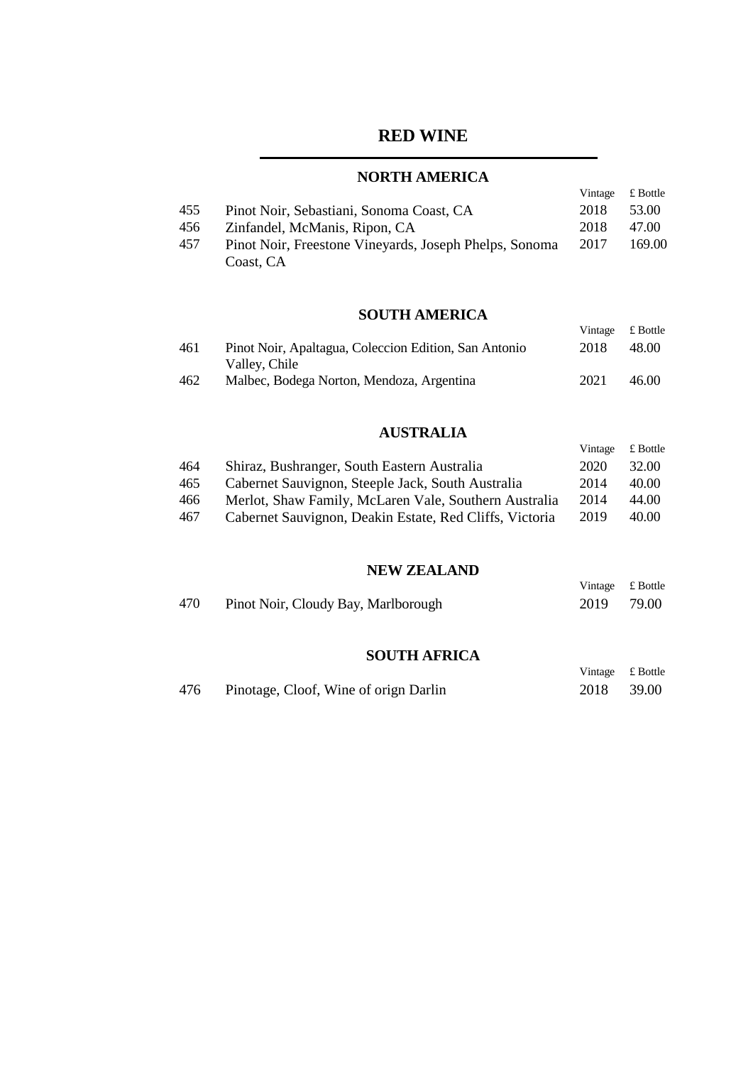# RED WINE

## NORTH AMERICA

| | | Vintage | £ Bottle |
|---|---|---|---|
| 455 | Pinot Noir, Sebastiani, Sonoma Coast, CA | 2018 | 53.00 |
| 456 | Zinfandel, McManis, Ripon, CA | 2018 | 47.00 |
| 457 | Pinot Noir, Freestone Vineyards, Joseph Phelps, Sonoma Coast, CA | 2017 | 169.00 |

## SOUTH AMERICA

| | | Vintage | £ Bottle |
|---|---|---|---|
| 461 | Pinot Noir, Apaltagua, Coleccion Edition, San Antonio Valley, Chile | 2018 | 48.00 |
| 462 | Malbec, Bodega Norton, Mendoza, Argentina | 2021 | 46.00 |

## AUSTRALIA

| | | Vintage | £ Bottle |
|---|---|---|---|
| 464 | Shiraz, Bushranger, South Eastern Australia | 2020 | 32.00 |
| 465 | Cabernet Sauvignon, Steeple Jack, South Australia | 2014 | 40.00 |
| 466 | Merlot, Shaw Family, McLaren Vale, Southern Australia | 2014 | 44.00 |
| 467 | Cabernet Sauvignon, Deakin Estate, Red Cliffs, Victoria | 2019 | 40.00 |

## NEW ZEALAND

| | | Vintage | £ Bottle |
|---|---|---|---|
| 470 | Pinot Noir, Cloudy Bay, Marlborough | 2019 | 79.00 |

## SOUTH AFRICA

| | | Vintage | £ Bottle |
|---|---|---|---|
| 476 | Pinotage, Cloof, Wine of orign Darlin | 2018 | 39.00 |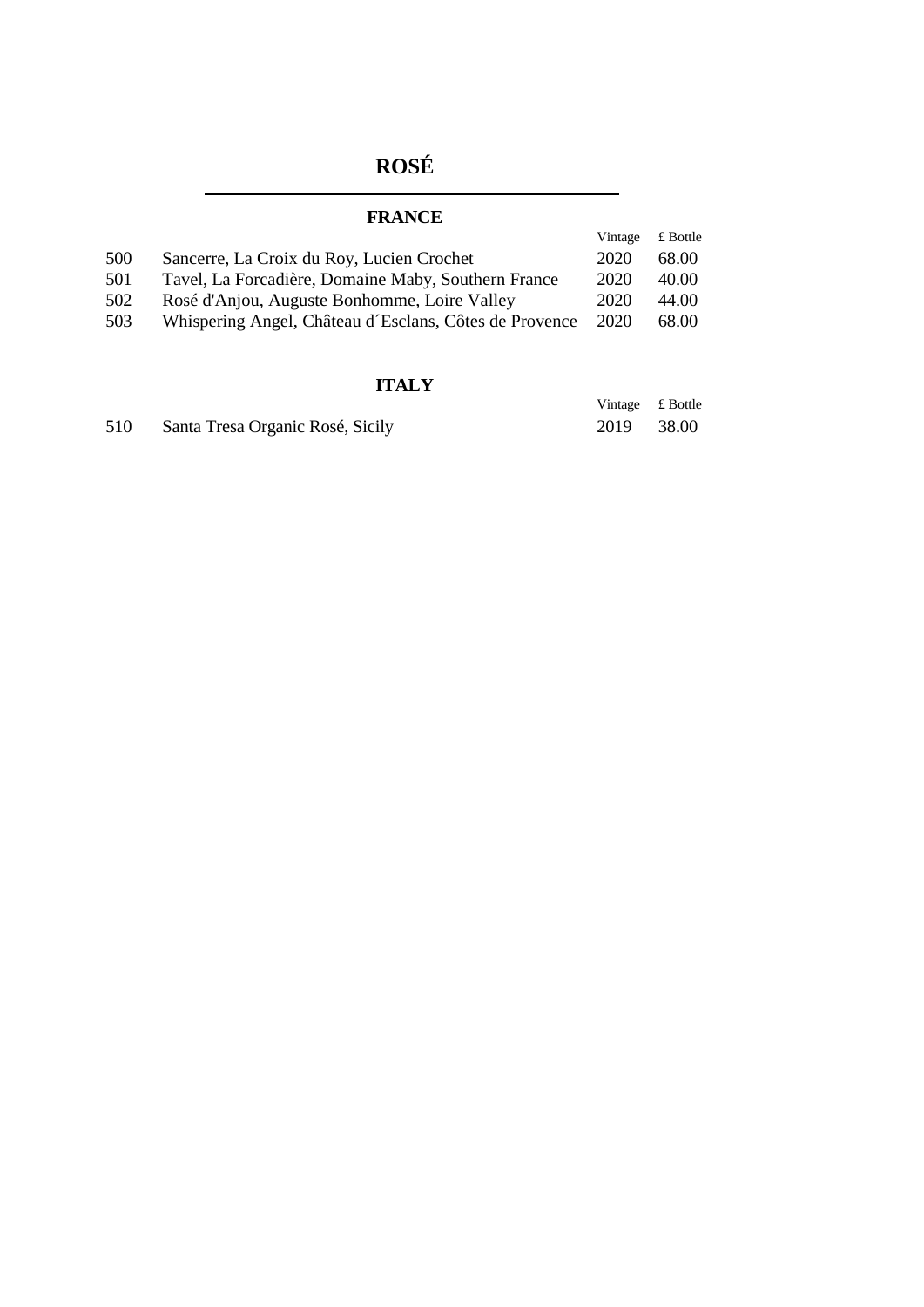# ROSÉ

## FRANCE

| | | Vintage | £ Bottle |
|---|---|---|---|
| 500 | Sancerre, La Croix du Roy, Lucien Crochet | 2020 | 68.00 |
| 501 | Tavel, La Forcadière, Domaine Maby, Southern France | 2020 | 40.00 |
| 502 | Rosé d'Anjou, Auguste Bonhomme, Loire Valley | 2020 | 44.00 |
| 503 | Whispering Angel, Château d´Esclans, Côtes de Provence | 2020 | 68.00 |

## ITALY

| | | Vintage | £ Bottle |
|---|---|---|---|
| 510 | Santa Tresa Organic Rosé, Sicily | 2019 | 38.00 |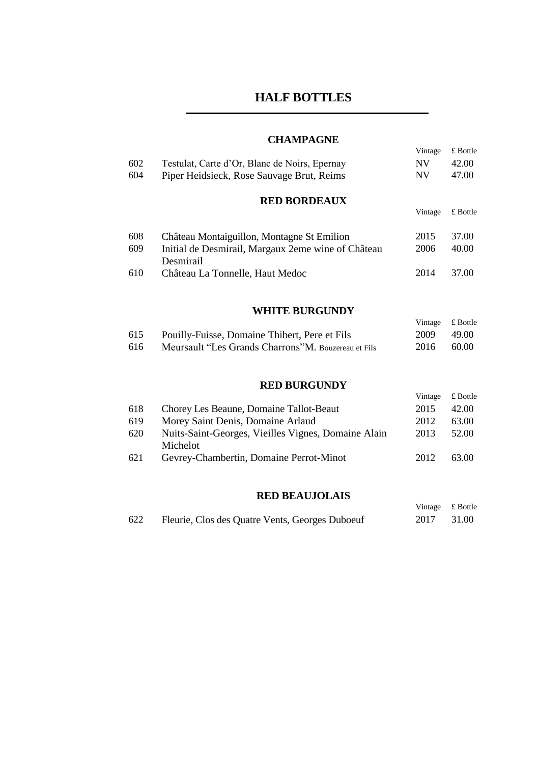# HALF BOTTLES

## CHAMPAGNE

| | | Vintage | £ Bottle |
|---|---|---|---|
| 602 | Testulat, Carte d'Or, Blanc de Noirs, Epernay | NV | 42.00 |
| 604 | Piper Heidsieck, Rose Sauvage Brut, Reims | NV | 47.00 |

## RED BORDEAUX

| | | Vintage | £ Bottle |
|---|---|---|---|
| 608 | Château Montaiguillon, Montagne St Emilion | 2015 | 37.00 |
| 609 | Initial de Desmirail, Margaux 2eme wine of Château Desmirail | 2006 | 40.00 |
| 610 | Château La Tonnelle, Haut Medoc | 2014 | 37.00 |

## WHITE BURGUNDY

| | | Vintage | £ Bottle |
|---|---|---|---|
| 615 | Pouilly-Fuisse, Domaine Thibert, Pere et Fils | 2009 | 49.00 |
| 616 | Meursault "Les Grands Charrons"M. Bouzereau et Fils | 2016 | 60.00 |

## RED BURGUNDY

| | | Vintage | £ Bottle |
|---|---|---|---|
| 618 | Chorey Les Beaune, Domaine Tallot-Beaut | 2015 | 42.00 |
| 619 | Morey Saint Denis, Domaine Arlaud | 2012 | 63.00 |
| 620 | Nuits-Saint-Georges, Vieilles Vignes, Domaine Alain Michelot | 2013 | 52.00 |
| 621 | Gevrey-Chambertin, Domaine Perrot-Minot | 2012 | 63.00 |

## RED BEAUJOLAIS

| | | Vintage | £ Bottle |
|---|---|---|---|
| 622 | Fleurie, Clos des Quatre Vents, Georges Duboeuf | 2017 | 31.00 |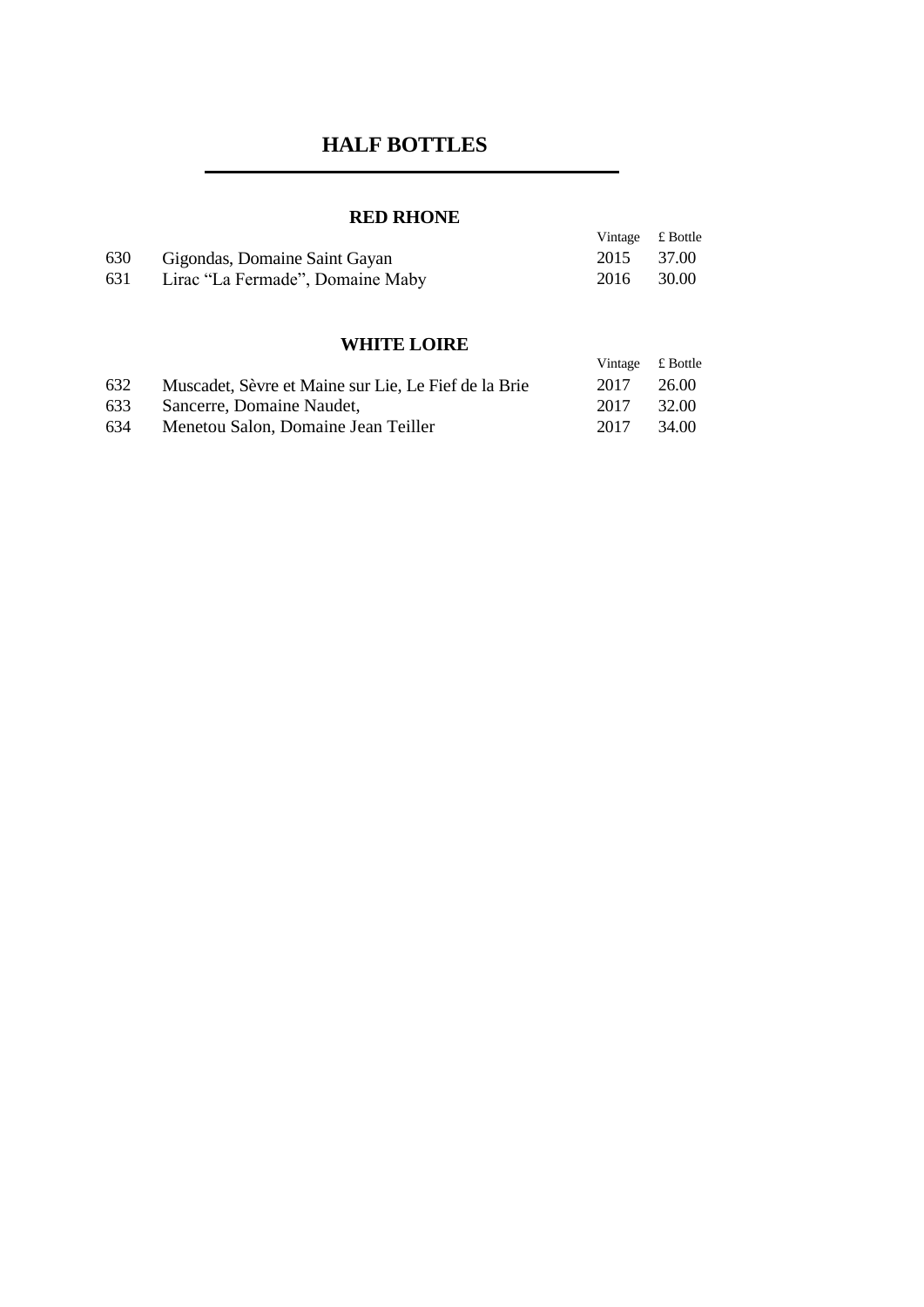# HALF BOTTLES

## RED RHONE

| | | Vintage | £ Bottle |
|---|---|---|---|
| 630 | Gigondas, Domaine Saint Gayan | 2015 | 37.00 |
| 631 | Lirac "La Fermade", Domaine Maby | 2016 | 30.00 |

## WHITE LOIRE

| | | Vintage | £ Bottle |
|---|---|---|---|
| 632 | Muscadet, Sèvre et Maine sur Lie, Le Fief de la Brie | 2017 | 26.00 |
| 633 | Sancerre, Domaine Naudet, | 2017 | 32.00 |
| 634 | Menetou Salon, Domaine Jean Teiller | 2017 | 34.00 |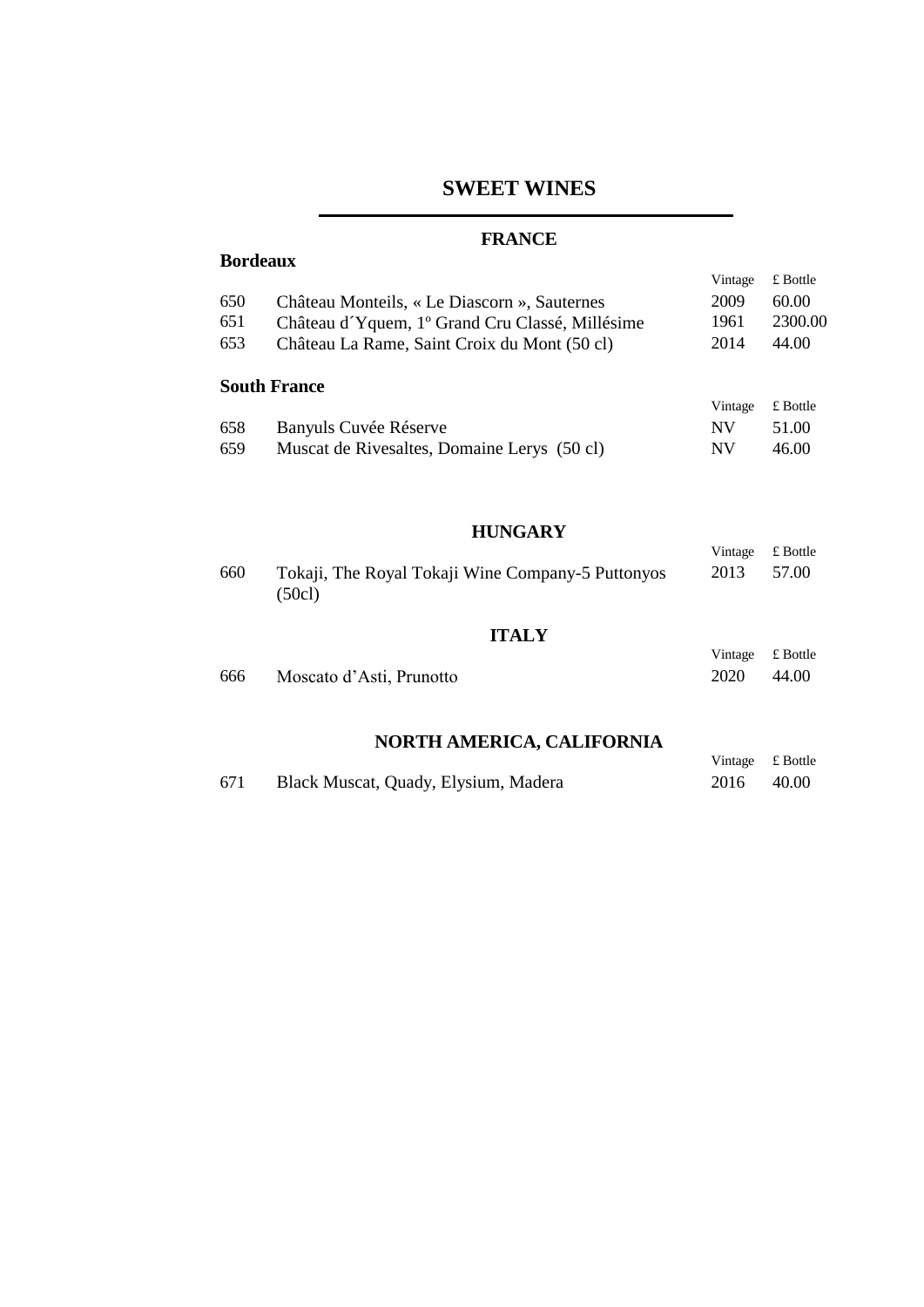# SWEET WINES

## FRANCE

### Bordeaux

| | | Vintage | £ Bottle |
|---|---|---|---|
| 650 | Château Monteils, « Le Diascorn », Sauternes | 2009 | 60.00 |
| 651 | Château d´Yquem, 1º Grand Cru Classé, Millésime | 1961 | 2300.00 |
| 653 | Château La Rame, Saint Croix du Mont (50 cl) | 2014 | 44.00 |

### South France

| | | Vintage | £ Bottle |
|---|---|---|---|
| 658 | Banyuls Cuvée Réserve | NV | 51.00 |
| 659 | Muscat de Rivesaltes, Domaine Lerys (50 cl) | NV | 46.00 |

## HUNGARY

| | | Vintage | £ Bottle |
|---|---|---|---|
| 660 | Tokaji, The Royal Tokaji Wine Company-5 Puttonyos (50cl) | 2013 | 57.00 |

## ITALY

| | | Vintage | £ Bottle |
|---|---|---|---|
| 666 | Moscato d'Asti, Prunotto | 2020 | 44.00 |

## NORTH AMERICA, CALIFORNIA

| | | Vintage | £ Bottle |
|---|---|---|---|
| 671 | Black Muscat, Quady, Elysium, Madera | 2016 | 40.00 |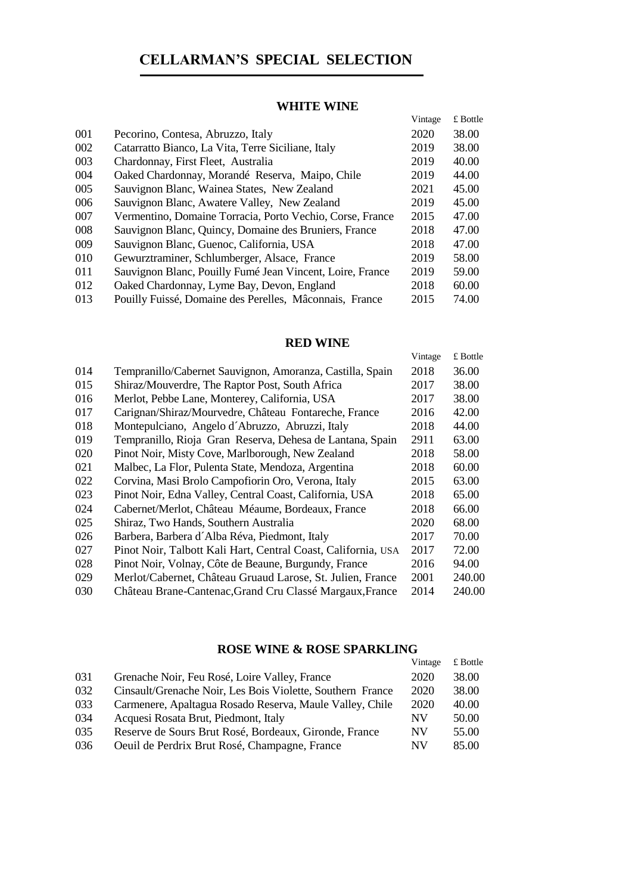# CELLARMAN'S SPECIAL SELECTION

## WHITE WINE

| | | Vintage | £ Bottle |
|---|---|---|---|
| 001 | Pecorino, Contesa, Abruzzo, Italy | 2020 | 38.00 |
| 002 | Catarratto Bianco, La Vita, Terre Siciliane, Italy | 2019 | 38.00 |
| 003 | Chardonnay, First Fleet, Australia | 2019 | 40.00 |
| 004 | Oaked Chardonnay, Morandé Reserva, Maipo, Chile | 2019 | 44.00 |
| 005 | Sauvignon Blanc, Wainea States, New Zealand | 2021 | 45.00 |
| 006 | Sauvignon Blanc, Awatere Valley, New Zealand | 2019 | 45.00 |
| 007 | Vermentino, Domaine Torracia, Porto Vechio, Corse, France | 2015 | 47.00 |
| 008 | Sauvignon Blanc, Quincy, Domaine des Bruniers, France | 2018 | 47.00 |
| 009 | Sauvignon Blanc, Guenoc, California, USA | 2018 | 47.00 |
| 010 | Gewurztraminer, Schlumberger, Alsace, France | 2019 | 58.00 |
| 011 | Sauvignon Blanc, Pouilly Fumé Jean Vincent, Loire, France | 2019 | 59.00 |
| 012 | Oaked Chardonnay, Lyme Bay, Devon, England | 2018 | 60.00 |
| 013 | Pouilly Fuissé, Domaine des Perelles, Mâconnais, France | 2015 | 74.00 |

## RED WINE

| | | Vintage | £ Bottle |
|---|---|---|---|
| 014 | Tempranillo/Cabernet Sauvignon, Amoranza, Castilla, Spain | 2018 | 36.00 |
| 015 | Shiraz/Mouverdre, The Raptor Post, South Africa | 2017 | 38.00 |
| 016 | Merlot, Pebbe Lane, Monterey, California, USA | 2017 | 38.00 |
| 017 | Carignan/Shiraz/Mourvedre, Château Fontareche, France | 2016 | 42.00 |
| 018 | Montepulciano, Angelo d´Abruzzo, Abruzzi, Italy | 2018 | 44.00 |
| 019 | Tempranillo, Rioja Gran Reserva, Dehesa de Lantana, Spain | 2911 | 63.00 |
| 020 | Pinot Noir, Misty Cove, Marlborough, New Zealand | 2018 | 58.00 |
| 021 | Malbec, La Flor, Pulenta State, Mendoza, Argentina | 2018 | 60.00 |
| 022 | Corvina, Masi Brolo Campofiorin Oro, Verona, Italy | 2015 | 63.00 |
| 023 | Pinot Noir, Edna Valley, Central Coast, California, USA | 2018 | 65.00 |
| 024 | Cabernet/Merlot, Château Méaume, Bordeaux, France | 2018 | 66.00 |
| 025 | Shiraz, Two Hands, Southern Australia | 2020 | 68.00 |
| 026 | Barbera, Barbera d´Alba Réva, Piedmont, Italy | 2017 | 70.00 |
| 027 | Pinot Noir, Talbott Kali Hart, Central Coast, California, USA | 2017 | 72.00 |
| 028 | Pinot Noir, Volnay, Côte de Beaune, Burgundy, France | 2016 | 94.00 |
| 029 | Merlot/Cabernet, Château Gruaud Larose, St. Julien, France | 2001 | 240.00 |
| 030 | Château Brane-Cantenac,Grand Cru Classé Margaux,France | 2014 | 240.00 |

## ROSE WINE & ROSE SPARKLING

| | | Vintage | £ Bottle |
|---|---|---|---|
| 031 | Grenache Noir, Feu Rosé, Loire Valley, France | 2020 | 38.00 |
| 032 | Cinsault/Grenache Noir, Les Bois Violette, Southern France | 2020 | 38.00 |
| 033 | Carmenere, Apaltagua Rosado Reserva, Maule Valley, Chile | 2020 | 40.00 |
| 034 | Acquesi Rosata Brut, Piedmont, Italy | NV | 50.00 |
| 035 | Reserve de Sours Brut Rosé, Bordeaux, Gironde, France | NV | 55.00 |
| 036 | Oeuil de Perdrix Brut Rosé, Champagne, France | NV | 85.00 |